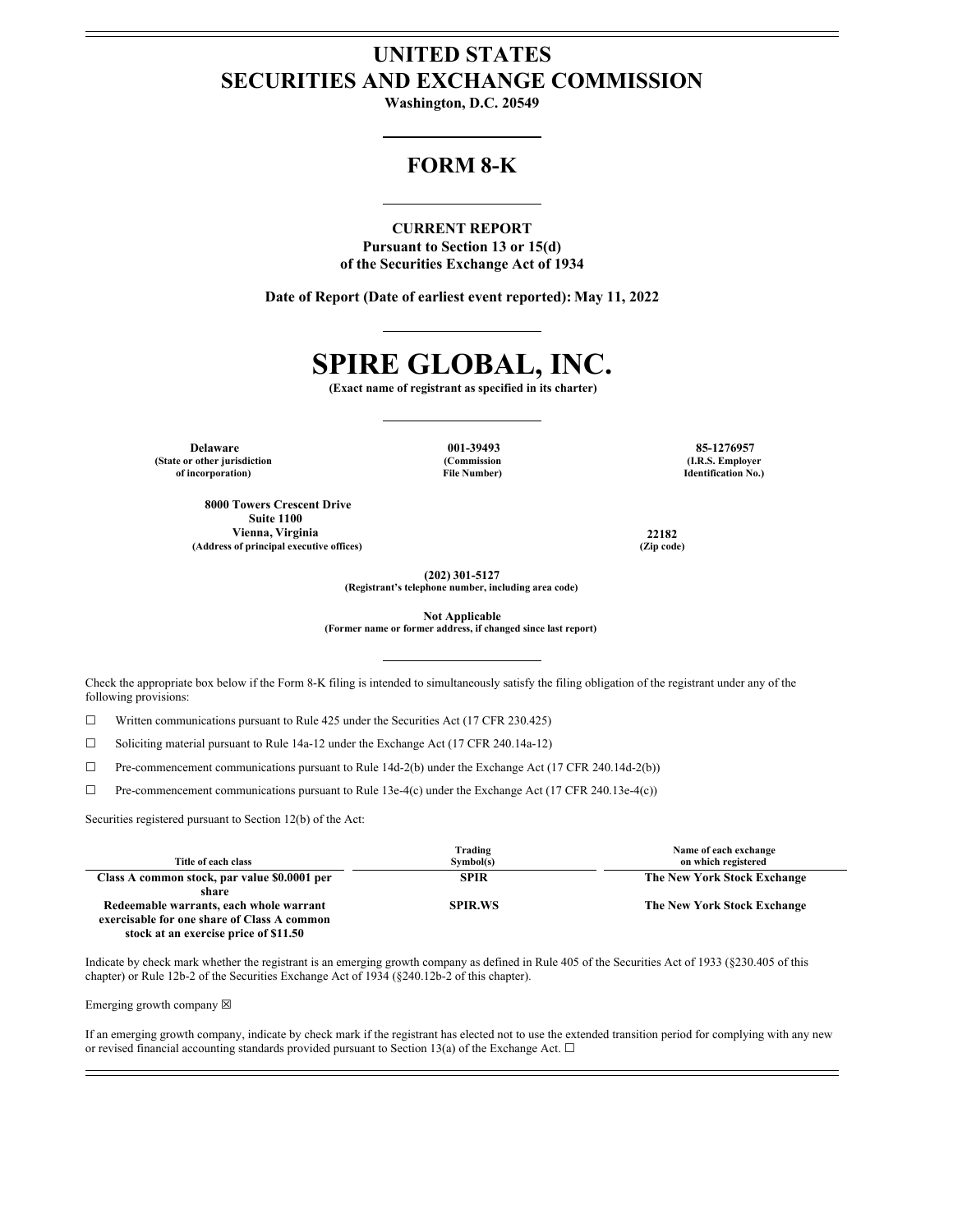# UNITED STATES
# SECURITIES AND EXCHANGE COMMISSION

**Washington, D.C. 20549**

## FORM 8-K

**CURRENT REPORT**
**Pursuant to Section 13 or 15(d)**
**of the Securities Exchange Act of 1934**

**Date of Report (Date of earliest event reported): May 11, 2022**

# SPIRE GLOBAL, INC.

**(Exact name of registrant as specified in its charter)**

| Delaware | 001-39493 | 85-1276957 |
|---|---|---|
| (State or other jurisdiction of incorporation) | (Commission File Number) | (I.R.S. Employer Identification No.) |

| 8000 Towers Crescent Drive Suite 1100 Vienna, Virginia | 22182 |
|---|---|
| (Address of principal executive offices) | (Zip code) |

**(202) 301-5127**
**(Registrant's telephone number, including area code)**

**Not Applicable**
**(Former name or former address, if changed since last report)**

Check the appropriate box below if the Form 8-K filing is intended to simultaneously satisfy the filing obligation of the registrant under any of the following provisions:

☐ Written communications pursuant to Rule 425 under the Securities Act (17 CFR 230.425)

☐ Soliciting material pursuant to Rule 14a-12 under the Exchange Act (17 CFR 240.14a-12)

☐ Pre-commencement communications pursuant to Rule 14d-2(b) under the Exchange Act (17 CFR 240.14d-2(b))

☐ Pre-commencement communications pursuant to Rule 13e-4(c) under the Exchange Act (17 CFR 240.13e-4(c))

Securities registered pursuant to Section 12(b) of the Act:

| Title of each class | Trading Symbol(s) | Name of each exchange on which registered |
|---|---|---|
| **Class A common stock, par value $0.0001 per share** | **SPIR** | **The New York Stock Exchange** |
| **Redeemable warrants, each whole warrant exercisable for one share of Class A common stock at an exercise price of $11.50** | **SPIR.WS** | **The New York Stock Exchange** |

Indicate by check mark whether the registrant is an emerging growth company as defined in Rule 405 of the Securities Act of 1933 (§230.405 of this chapter) or Rule 12b-2 of the Securities Exchange Act of 1934 (§240.12b-2 of this chapter).

Emerging growth company ☒

If an emerging growth company, indicate by check mark if the registrant has elected not to use the extended transition period for complying with any new or revised financial accounting standards provided pursuant to Section 13(a) of the Exchange Act. ☐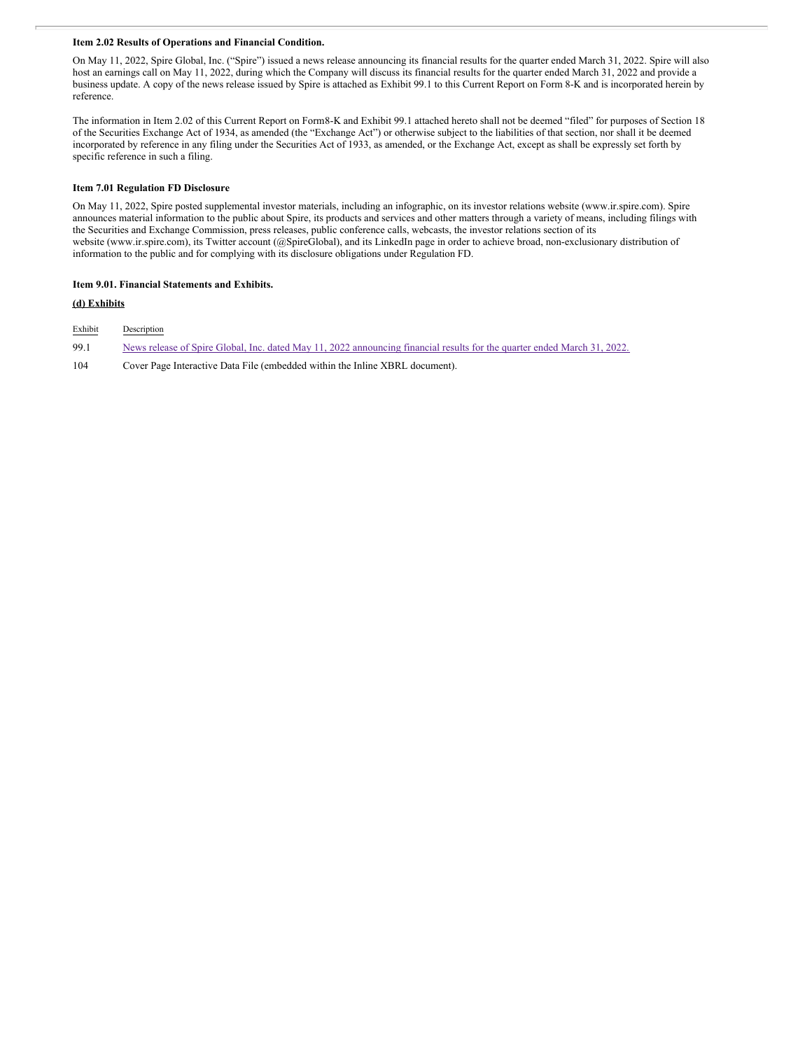**Item 2.02 Results of Operations and Financial Condition.**

On May 11, 2022, Spire Global, Inc. ("Spire") issued a news release announcing its financial results for the quarter ended March 31, 2022. Spire will also host an earnings call on May 11, 2022, during which the Company will discuss its financial results for the quarter ended March 31, 2022 and provide a business update. A copy of the news release issued by Spire is attached as Exhibit 99.1 to this Current Report on Form 8-K and is incorporated herein by reference.

The information in Item 2.02 of this Current Report on Form8-K and Exhibit 99.1 attached hereto shall not be deemed "filed" for purposes of Section 18 of the Securities Exchange Act of 1934, as amended (the "Exchange Act") or otherwise subject to the liabilities of that section, nor shall it be deemed incorporated by reference in any filing under the Securities Act of 1933, as amended, or the Exchange Act, except as shall be expressly set forth by specific reference in such a filing.

**Item 7.01 Regulation FD Disclosure**

On May 11, 2022, Spire posted supplemental investor materials, including an infographic, on its investor relations website (www.ir.spire.com). Spire announces material information to the public about Spire, its products and services and other matters through a variety of means, including filings with the Securities and Exchange Commission, press releases, public conference calls, webcasts, the investor relations section of its website (www.ir.spire.com), its Twitter account (@SpireGlobal), and its LinkedIn page in order to achieve broad, non-exclusionary distribution of information to the public and for complying with its disclosure obligations under Regulation FD.

**Item 9.01. Financial Statements and Exhibits.**

**(d) Exhibits**

| Exhibit | Description |
| --- | --- |
| 99.1 | News release of Spire Global, Inc. dated May 11, 2022 announcing financial results for the quarter ended March 31, 2022. |
| 104 | Cover Page Interactive Data File (embedded within the Inline XBRL document). |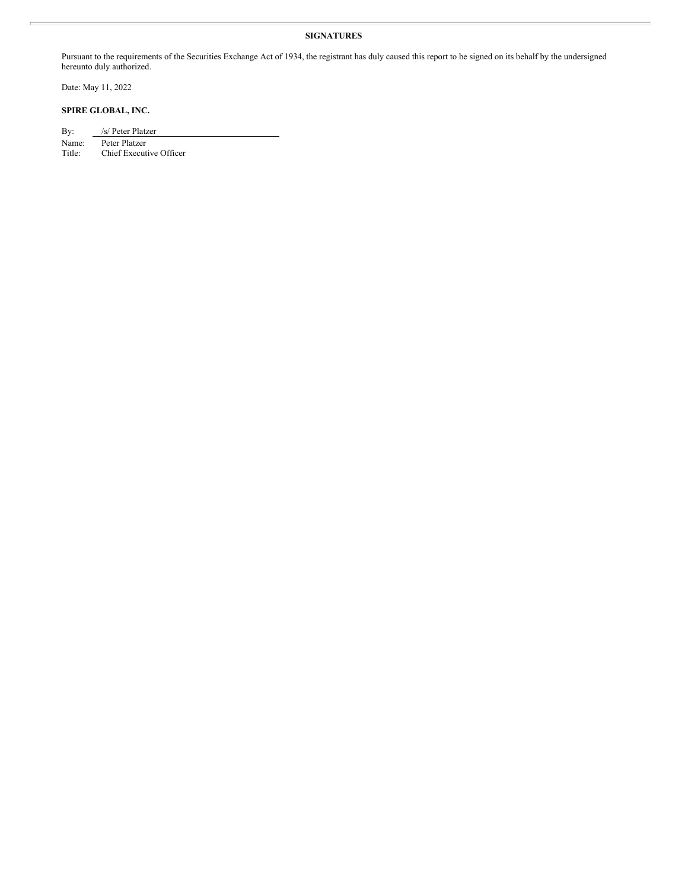**SIGNATURES**

Pursuant to the requirements of the Securities Exchange Act of 1934, the registrant has duly caused this report to be signed on its behalf by the undersigned hereunto duly authorized.

Date: May 11, 2022

**SPIRE GLOBAL, INC.**

By: /s/ Peter Platzer
Name: Peter Platzer
Title: Chief Executive Officer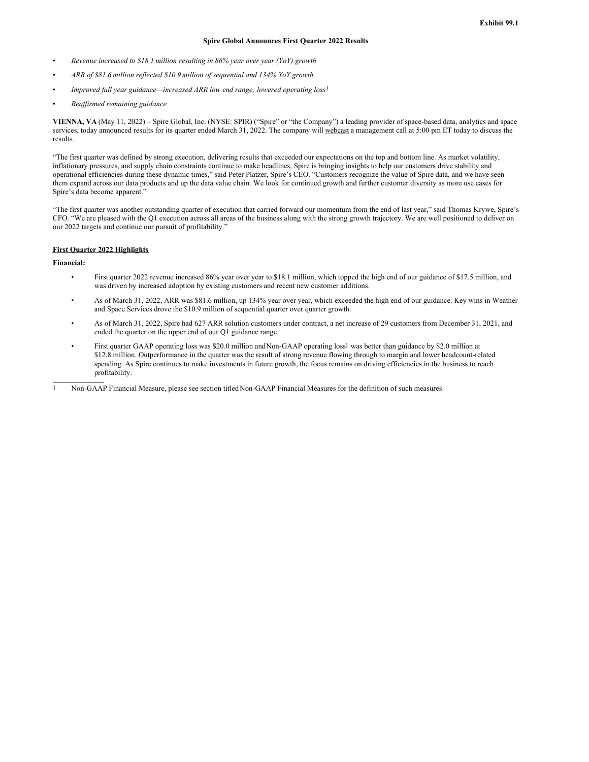**Exhibit 99.1**

**Spire Global Announces First Quarter 2022 Results**

- *Revenue increased to $18.1 million resulting in 86% year over year (YoY) growth*
- *ARR of $81.6 million reflected $10.9 million of sequential and 134% YoY growth*
- *Improved full year guidance—increased ARR low end range; lowered operating loss[1]*
- *Reaffirmed remaining guidance*

**VIENNA, VA** (May 11, 2022) – Spire Global, Inc. (NYSE: SPIR) ("Spire" or "the Company") a leading provider of space-based data, analytics and space services, today announced results for its quarter ended March 31, 2022. The company will webcast a management call at 5:00 pm ET today to discuss the results.

"The first quarter was defined by strong execution, delivering results that exceeded our expectations on the top and bottom line. As market volatility, inflationary pressures, and supply chain constraints continue to make headlines, Spire is bringing insights to help our customers drive stability and operational efficiencies during these dynamic times," said Peter Platzer, Spire's CEO. "Customers recognize the value of Spire data, and we have seen them expand across our data products and up the data value chain. We look for continued growth and further customer diversity as more use cases for Spire's data become apparent."

"The first quarter was another outstanding quarter of execution that carried forward our momentum from the end of last year," said Thomas Krywe, Spire's CFO. "We are pleased with the Q1 execution across all areas of the business along with the strong growth trajectory. We are well positioned to deliver on our 2022 targets and continue our pursuit of profitability."

## First Quarter 2022 Highlights

**Financial:**

- First quarter 2022 revenue increased 86% year over year to $18.1 million, which topped the high end of our guidance of $17.5 million, and was driven by increased adoption by existing customers and recent new customer additions.
- As of March 31, 2022, ARR was $81.6 million, up 134% year over year, which exceeded the high end of our guidance. Key wins in Weather and Space Services drove the $10.9 million of sequential quarter over quarter growth.
- As of March 31, 2022, Spire had 627 ARR solution customers under contract, a net increase of 29 customers from December 31, 2021, and ended the quarter on the upper end of our Q1 guidance range.
- First quarter GAAP operating loss was $20.0 million and Non-GAAP operating loss[1] was better than guidance by $2.0 million at $12.8 million. Outperformance in the quarter was the result of strong revenue flowing through to margin and lower headcount-related spending. As Spire continues to make investments in future growth, the focus remains on driving efficiencies in the business to reach profitability.

---

1 Non-GAAP Financial Measure, please see section titled Non-GAAP Financial Measures for the definition of such measures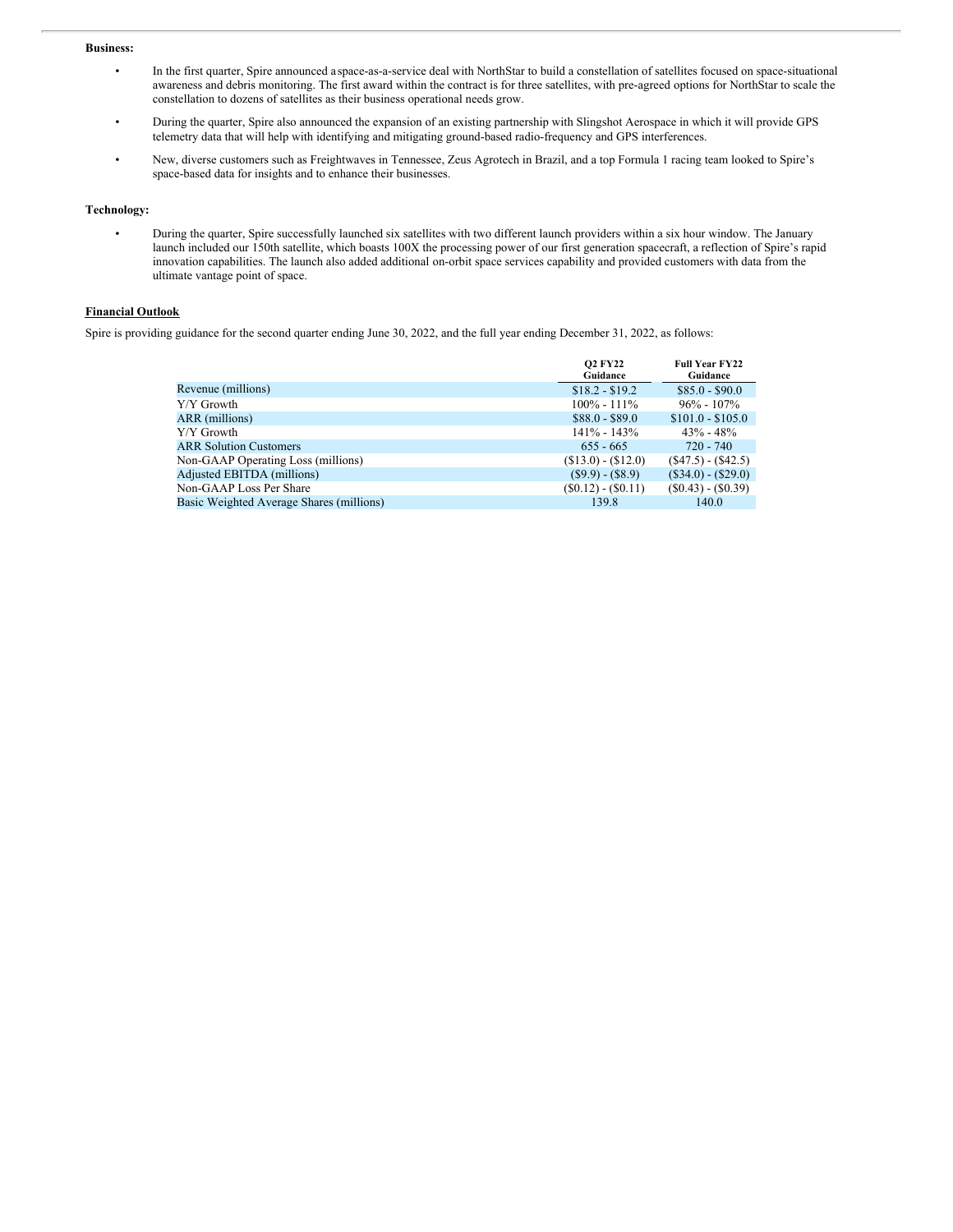**Business:**

- In the first quarter, Spire announced a space-as-a-service deal with NorthStar to build a constellation of satellites focused on space-situational awareness and debris monitoring. The first award within the contract is for three satellites, with pre-agreed options for NorthStar to scale the constellation to dozens of satellites as their business operational needs grow.
- During the quarter, Spire also announced the expansion of an existing partnership with Slingshot Aerospace in which it will provide GPS telemetry data that will help with identifying and mitigating ground-based radio-frequency and GPS interferences.
- New, diverse customers such as Freightwaves in Tennessee, Zeus Agrotech in Brazil, and a top Formula 1 racing team looked to Spire's space-based data for insights and to enhance their businesses.

**Technology:**

- During the quarter, Spire successfully launched six satellites with two different launch providers within a six hour window. The January launch included our 150th satellite, which boasts 100X the processing power of our first generation spacecraft, a reflection of Spire's rapid innovation capabilities. The launch also added additional on-orbit space services capability and provided customers with data from the ultimate vantage point of space.

**Financial Outlook**

Spire is providing guidance for the second quarter ending June 30, 2022, and the full year ending December 31, 2022, as follows:

| | Q2 FY22 Guidance | Full Year FY22 Guidance |
|---|---|---|
| Revenue (millions) | $18.2 - $19.2 | $85.0 - $90.0 |
| Y/Y Growth | 100% - 111% | 96% - 107% |
| ARR (millions) | $88.0 - $89.0 | $101.0 - $105.0 |
| Y/Y Growth | 141% - 143% | 43% - 48% |
| ARR Solution Customers | 655 - 665 | 720 - 740 |
| Non-GAAP Operating Loss (millions) | ($13.0) - ($12.0) | ($47.5) - ($42.5) |
| Adjusted EBITDA (millions) | ($9.9) - ($8.9) | ($34.0) - ($29.0) |
| Non-GAAP Loss Per Share | ($0.12) - ($0.11) | ($0.43) - ($0.39) |
| Basic Weighted Average Shares (millions) | 139.8 | 140.0 |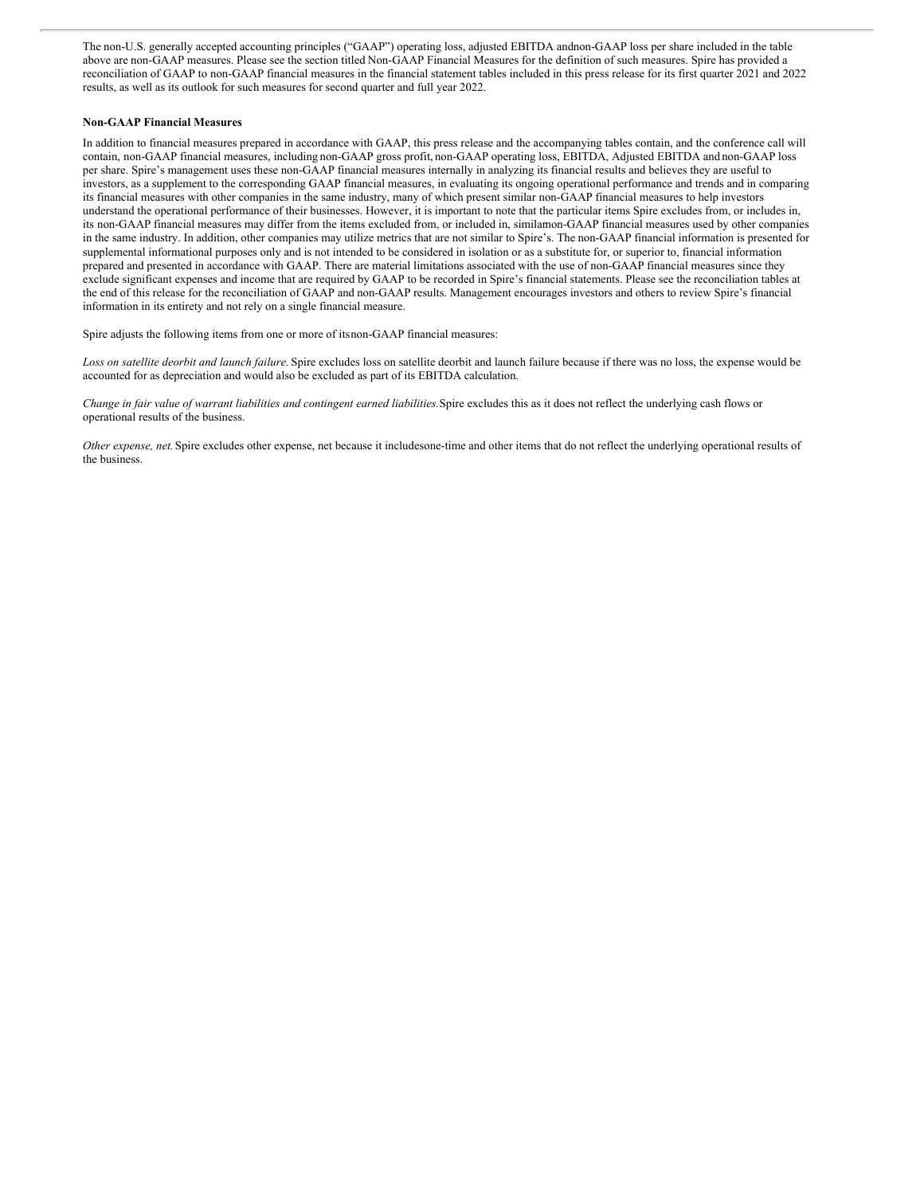The non-U.S. generally accepted accounting principles ("GAAP") operating loss, adjusted EBITDA andnon-GAAP loss per share included in the table above are non-GAAP measures. Please see the section titled Non-GAAP Financial Measures for the definition of such measures. Spire has provided a reconciliation of GAAP to non-GAAP financial measures in the financial statement tables included in this press release for its first quarter 2021 and 2022 results, as well as its outlook for such measures for second quarter and full year 2022.

**Non-GAAP Financial Measures**

In addition to financial measures prepared in accordance with GAAP, this press release and the accompanying tables contain, and the conference call will contain, non-GAAP financial measures, including non-GAAP gross profit, non-GAAP operating loss, EBITDA, Adjusted EBITDA and non-GAAP loss per share. Spire's management uses these non-GAAP financial measures internally in analyzing its financial results and believes they are useful to investors, as a supplement to the corresponding GAAP financial measures, in evaluating its ongoing operational performance and trends and in comparing its financial measures with other companies in the same industry, many of which present similar non-GAAP financial measures to help investors understand the operational performance of their businesses. However, it is important to note that the particular items Spire excludes from, or includes in, its non-GAAP financial measures may differ from the items excluded from, or included in, similamon-GAAP financial measures used by other companies in the same industry. In addition, other companies may utilize metrics that are not similar to Spire's. The non-GAAP financial information is presented for supplemental informational purposes only and is not intended to be considered in isolation or as a substitute for, or superior to, financial information prepared and presented in accordance with GAAP. There are material limitations associated with the use of non-GAAP financial measures since they exclude significant expenses and income that are required by GAAP to be recorded in Spire's financial statements. Please see the reconciliation tables at the end of this release for the reconciliation of GAAP and non-GAAP results. Management encourages investors and others to review Spire's financial information in its entirety and not rely on a single financial measure.

Spire adjusts the following items from one or more of itsnon-GAAP financial measures:

*Loss on satellite deorbit and launch failure.* Spire excludes loss on satellite deorbit and launch failure because if there was no loss, the expense would be accounted for as depreciation and would also be excluded as part of its EBITDA calculation.

*Change in fair value of warrant liabilities and contingent earned liabilities.* Spire excludes this as it does not reflect the underlying cash flows or operational results of the business.

*Other expense, net.* Spire excludes other expense, net because it includesone-time and other items that do not reflect the underlying operational results of the business.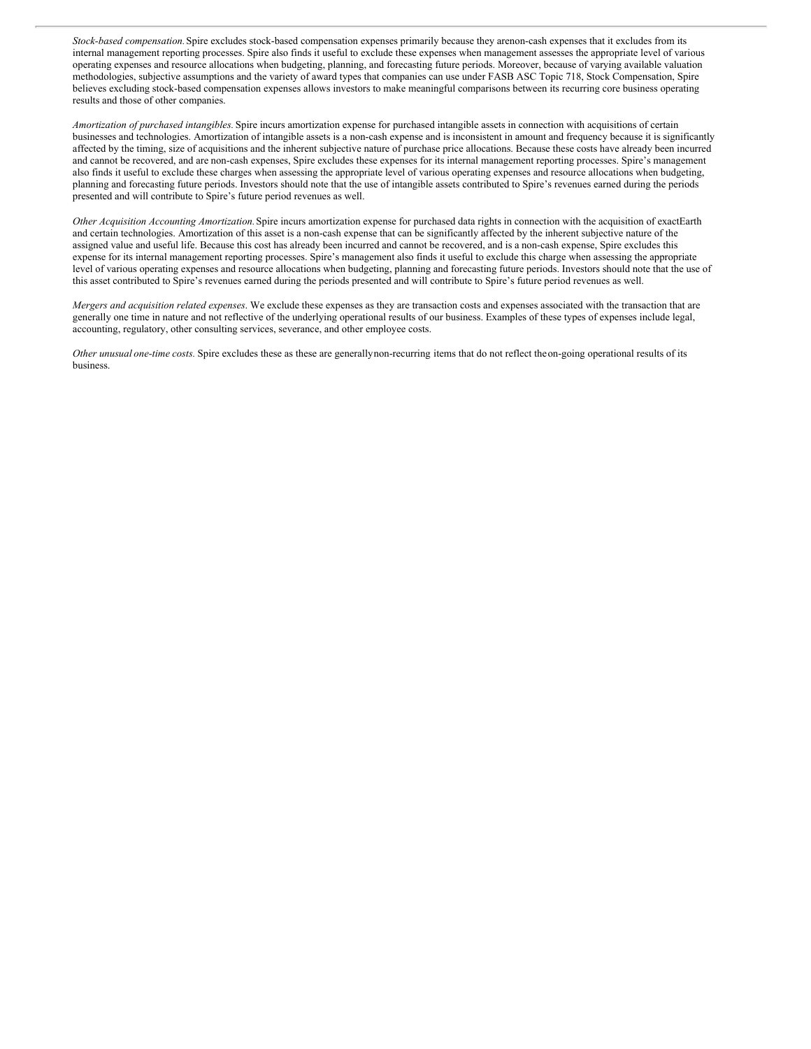*Stock-based compensation.* Spire excludes stock-based compensation expenses primarily because they are non-cash expenses that it excludes from its internal management reporting processes. Spire also finds it useful to exclude these expenses when management assesses the appropriate level of various operating expenses and resource allocations when budgeting, planning, and forecasting future periods. Moreover, because of varying available valuation methodologies, subjective assumptions and the variety of award types that companies can use under FASB ASC Topic 718, Stock Compensation, Spire believes excluding stock-based compensation expenses allows investors to make meaningful comparisons between its recurring core business operating results and those of other companies.

*Amortization of purchased intangibles.* Spire incurs amortization expense for purchased intangible assets in connection with acquisitions of certain businesses and technologies. Amortization of intangible assets is a non-cash expense and is inconsistent in amount and frequency because it is significantly affected by the timing, size of acquisitions and the inherent subjective nature of purchase price allocations. Because these costs have already been incurred and cannot be recovered, and are non-cash expenses, Spire excludes these expenses for its internal management reporting processes. Spire's management also finds it useful to exclude these charges when assessing the appropriate level of various operating expenses and resource allocations when budgeting, planning and forecasting future periods. Investors should note that the use of intangible assets contributed to Spire's revenues earned during the periods presented and will contribute to Spire's future period revenues as well.

*Other Acquisition Accounting Amortization.* Spire incurs amortization expense for purchased data rights in connection with the acquisition of exactEarth and certain technologies. Amortization of this asset is a non-cash expense that can be significantly affected by the inherent subjective nature of the assigned value and useful life. Because this cost has already been incurred and cannot be recovered, and is a non-cash expense, Spire excludes this expense for its internal management reporting processes. Spire's management also finds it useful to exclude this charge when assessing the appropriate level of various operating expenses and resource allocations when budgeting, planning and forecasting future periods. Investors should note that the use of this asset contributed to Spire's revenues earned during the periods presented and will contribute to Spire's future period revenues as well.

*Mergers and acquisition related expenses*. We exclude these expenses as they are transaction costs and expenses associated with the transaction that are generally one time in nature and not reflective of the underlying operational results of our business. Examples of these types of expenses include legal, accounting, regulatory, other consulting services, severance, and other employee costs.

*Other unusual one-time costs.* Spire excludes these as these are generally non-recurring items that do not reflect the on-going operational results of its business.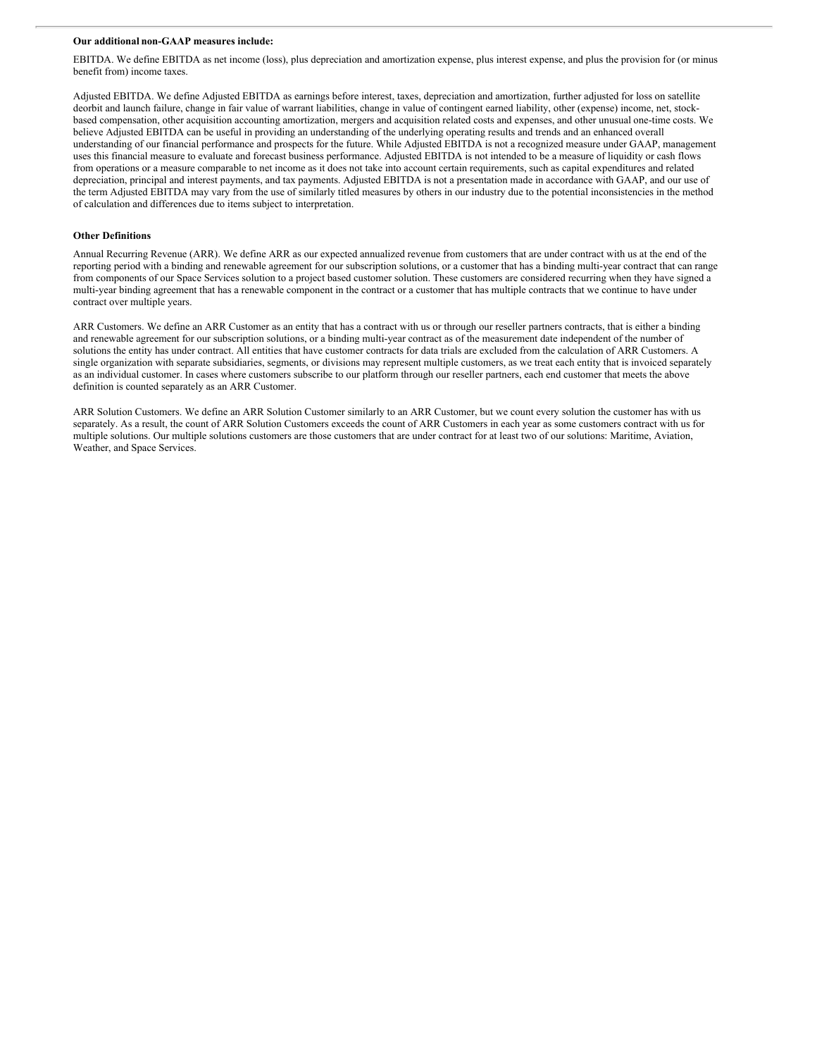**Our additional non-GAAP measures include:**

EBITDA. We define EBITDA as net income (loss), plus depreciation and amortization expense, plus interest expense, and plus the provision for (or minus benefit from) income taxes.

Adjusted EBITDA. We define Adjusted EBITDA as earnings before interest, taxes, depreciation and amortization, further adjusted for loss on satellite deorbit and launch failure, change in fair value of warrant liabilities, change in value of contingent earned liability, other (expense) income, net, stock-based compensation, other acquisition accounting amortization, mergers and acquisition related costs and expenses, and other unusual one-time costs. We believe Adjusted EBITDA can be useful in providing an understanding of the underlying operating results and trends and an enhanced overall understanding of our financial performance and prospects for the future. While Adjusted EBITDA is not a recognized measure under GAAP, management uses this financial measure to evaluate and forecast business performance. Adjusted EBITDA is not intended to be a measure of liquidity or cash flows from operations or a measure comparable to net income as it does not take into account certain requirements, such as capital expenditures and related depreciation, principal and interest payments, and tax payments. Adjusted EBITDA is not a presentation made in accordance with GAAP, and our use of the term Adjusted EBITDA may vary from the use of similarly titled measures by others in our industry due to the potential inconsistencies in the method of calculation and differences due to items subject to interpretation.

**Other Definitions**

Annual Recurring Revenue (ARR). We define ARR as our expected annualized revenue from customers that are under contract with us at the end of the reporting period with a binding and renewable agreement for our subscription solutions, or a customer that has a binding multi-year contract that can range from components of our Space Services solution to a project based customer solution. These customers are considered recurring when they have signed a multi-year binding agreement that has a renewable component in the contract or a customer that has multiple contracts that we continue to have under contract over multiple years.

ARR Customers. We define an ARR Customer as an entity that has a contract with us or through our reseller partners contracts, that is either a binding and renewable agreement for our subscription solutions, or a binding multi-year contract as of the measurement date independent of the number of solutions the entity has under contract. All entities that have customer contracts for data trials are excluded from the calculation of ARR Customers. A single organization with separate subsidiaries, segments, or divisions may represent multiple customers, as we treat each entity that is invoiced separately as an individual customer. In cases where customers subscribe to our platform through our reseller partners, each end customer that meets the above definition is counted separately as an ARR Customer.

ARR Solution Customers. We define an ARR Solution Customer similarly to an ARR Customer, but we count every solution the customer has with us separately. As a result, the count of ARR Solution Customers exceeds the count of ARR Customers in each year as some customers contract with us for multiple solutions. Our multiple solutions customers are those customers that are under contract for at least two of our solutions: Maritime, Aviation, Weather, and Space Services.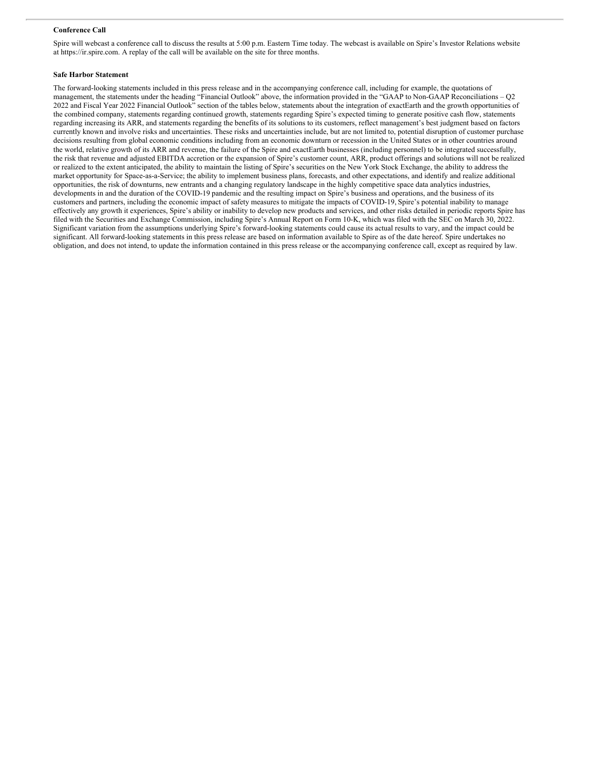**Conference Call**

Spire will webcast a conference call to discuss the results at 5:00 p.m. Eastern Time today. The webcast is available on Spire's Investor Relations website at https://ir.spire.com. A replay of the call will be available on the site for three months.

**Safe Harbor Statement**

The forward-looking statements included in this press release and in the accompanying conference call, including for example, the quotations of management, the statements under the heading "Financial Outlook" above, the information provided in the "GAAP to Non-GAAP Reconciliations – Q2 2022 and Fiscal Year 2022 Financial Outlook" section of the tables below, statements about the integration of exactEarth and the growth opportunities of the combined company, statements regarding continued growth, statements regarding Spire's expected timing to generate positive cash flow, statements regarding increasing its ARR, and statements regarding the benefits of its solutions to its customers, reflect management's best judgment based on factors currently known and involve risks and uncertainties. These risks and uncertainties include, but are not limited to, potential disruption of customer purchase decisions resulting from global economic conditions including from an economic downturn or recession in the United States or in other countries around the world, relative growth of its ARR and revenue, the failure of the Spire and exactEarth businesses (including personnel) to be integrated successfully, the risk that revenue and adjusted EBITDA accretion or the expansion of Spire's customer count, ARR, product offerings and solutions will not be realized or realized to the extent anticipated, the ability to maintain the listing of Spire's securities on the New York Stock Exchange, the ability to address the market opportunity for Space-as-a-Service; the ability to implement business plans, forecasts, and other expectations, and identify and realize additional opportunities, the risk of downturns, new entrants and a changing regulatory landscape in the highly competitive space data analytics industries, developments in and the duration of the COVID-19 pandemic and the resulting impact on Spire's business and operations, and the business of its customers and partners, including the economic impact of safety measures to mitigate the impacts of COVID-19, Spire's potential inability to manage effectively any growth it experiences, Spire's ability or inability to develop new products and services, and other risks detailed in periodic reports Spire has filed with the Securities and Exchange Commission, including Spire's Annual Report on Form 10-K, which was filed with the SEC on March 30, 2022. Significant variation from the assumptions underlying Spire's forward-looking statements could cause its actual results to vary, and the impact could be significant. All forward-looking statements in this press release are based on information available to Spire as of the date hereof. Spire undertakes no obligation, and does not intend, to update the information contained in this press release or the accompanying conference call, except as required by law.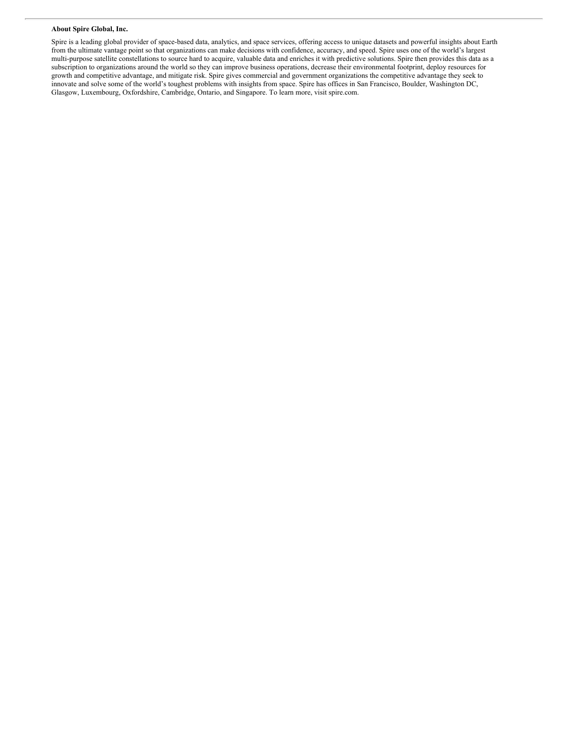**About Spire Global, Inc.**

Spire is a leading global provider of space-based data, analytics, and space services, offering access to unique datasets and powerful insights about Earth from the ultimate vantage point so that organizations can make decisions with confidence, accuracy, and speed. Spire uses one of the world's largest multi-purpose satellite constellations to source hard to acquire, valuable data and enriches it with predictive solutions. Spire then provides this data as a subscription to organizations around the world so they can improve business operations, decrease their environmental footprint, deploy resources for growth and competitive advantage, and mitigate risk. Spire gives commercial and government organizations the competitive advantage they seek to innovate and solve some of the world's toughest problems with insights from space. Spire has offices in San Francisco, Boulder, Washington DC, Glasgow, Luxembourg, Oxfordshire, Cambridge, Ontario, and Singapore. To learn more, visit spire.com.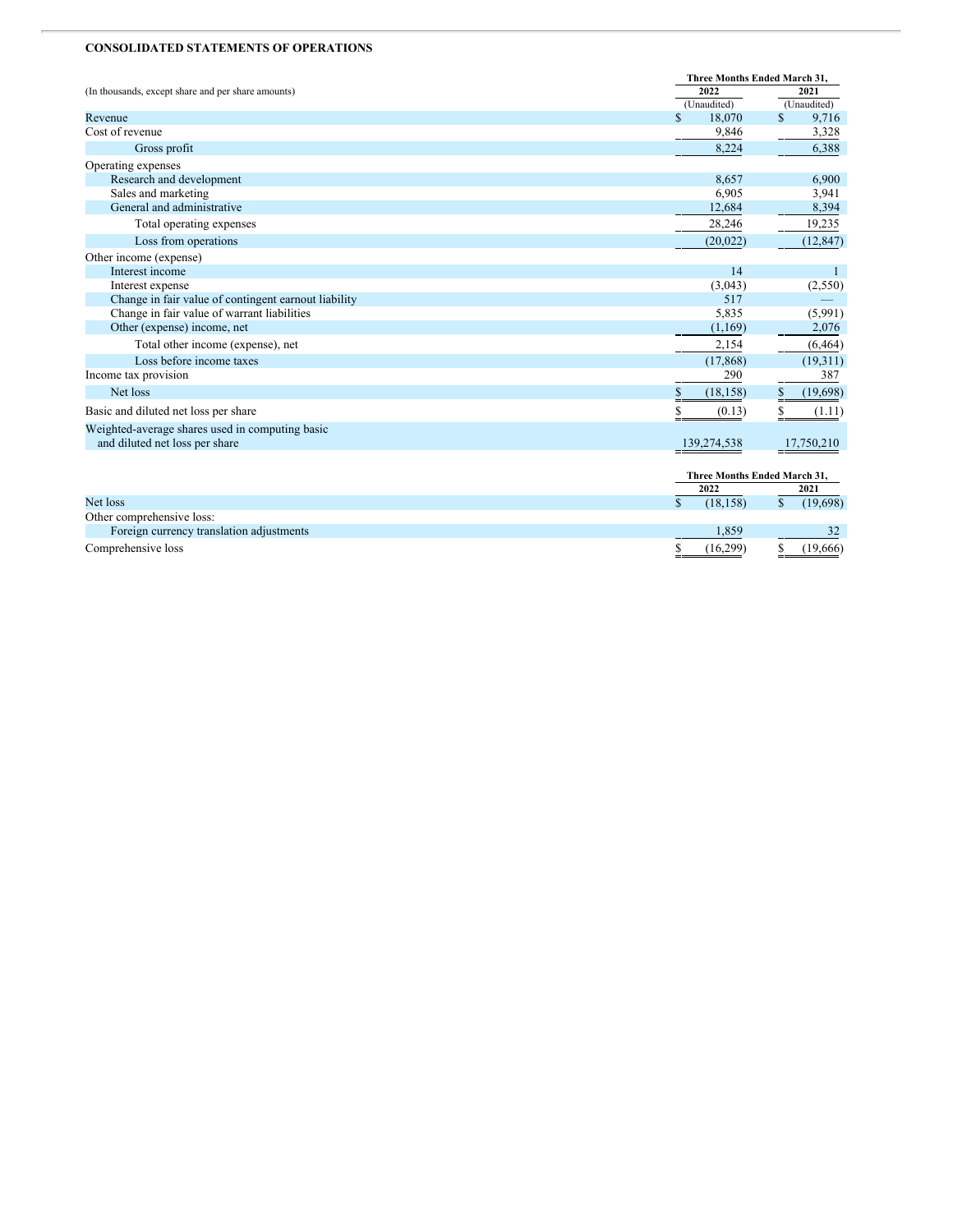**CONSOLIDATED STATEMENTS OF OPERATIONS**

| (In thousands, except share and per share amounts) | Three Months Ended March 31, 2022 (Unaudited) | Three Months Ended March 31, 2021 (Unaudited) |
|---|---|---|
| Revenue | $ 18,070 | $ 9,716 |
| Cost of revenue | 9,846 | 3,328 |
| Gross profit | 8,224 | 6,388 |
| Operating expenses | | |
| Research and development | 8,657 | 6,900 |
| Sales and marketing | 6,905 | 3,941 |
| General and administrative | 12,684 | 8,394 |
| Total operating expenses | 28,246 | 19,235 |
| Loss from operations | (20,022) | (12,847) |
| Other income (expense) | | |
| Interest income | 14 | 1 |
| Interest expense | (3,043) | (2,550) |
| Change in fair value of contingent earnout liability | 517 | — |
| Change in fair value of warrant liabilities | 5,835 | (5,991) |
| Other (expense) income, net | (1,169) | 2,076 |
| Total other income (expense), net | 2,154 | (6,464) |
| Loss before income taxes | (17,868) | (19,311) |
| Income tax provision | 290 | 387 |
| Net loss | $ (18,158) | $ (19,698) |
| Basic and diluted net loss per share | $ (0.13) | $ (1.11) |
| Weighted-average shares used in computing basic and diluted net loss per share | 139,274,538 | 17,750,210 |

| | Three Months Ended March 31, 2022 | Three Months Ended March 31, 2021 |
|---|---|---|
| Net loss | $ (18,158) | $ (19,698) |
| Other comprehensive loss: | | |
| Foreign currency translation adjustments | 1,859 | 32 |
| Comprehensive loss | $ (16,299) | $ (19,666) |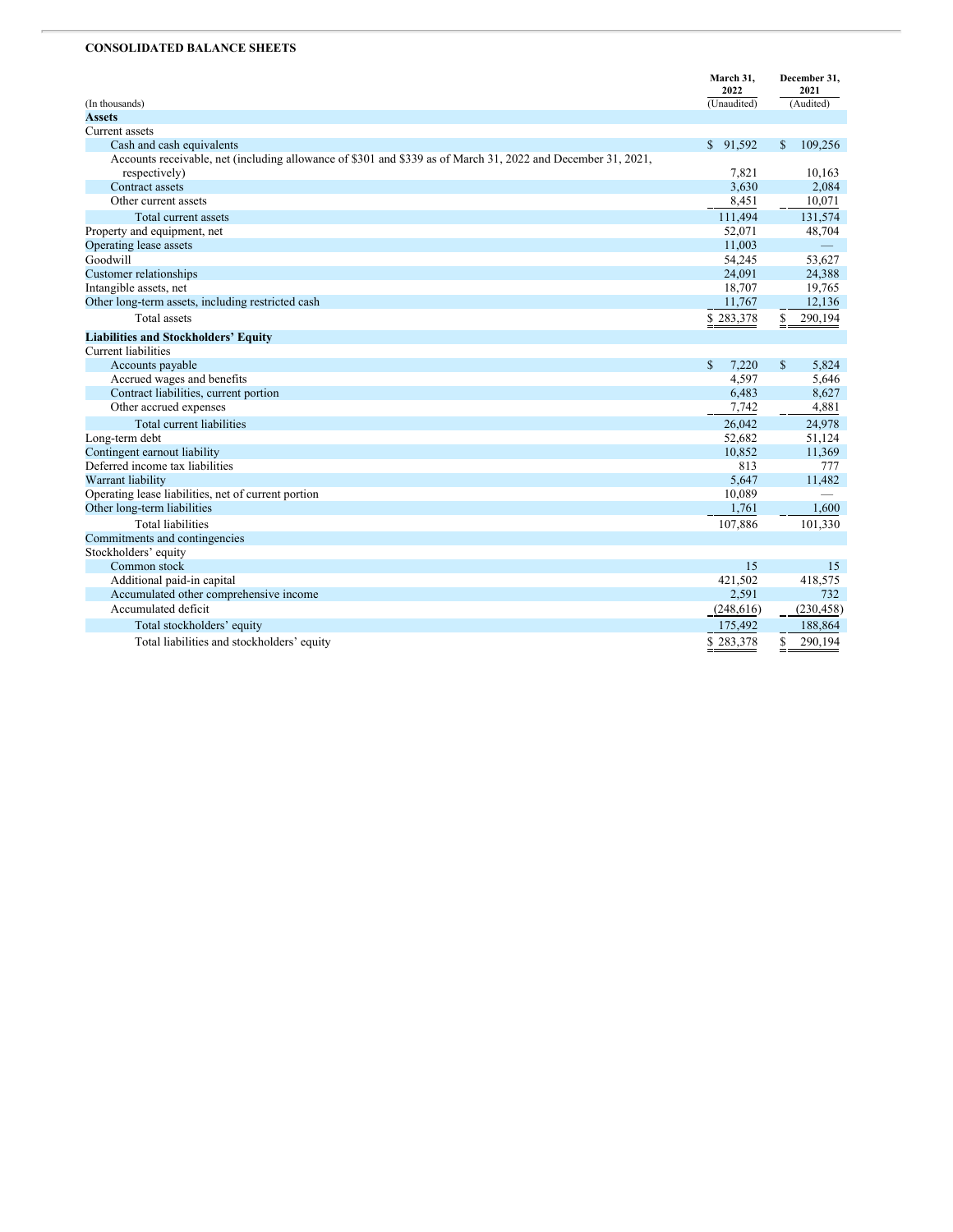**CONSOLIDATED BALANCE SHEETS**

| (In thousands) | March 31, 2022 (Unaudited) | December 31, 2021 (Audited) |
|---|---|---|
| **Assets** | | |
| Current assets | | |
| Cash and cash equivalents | $ 91,592 | $ 109,256 |
| Accounts receivable, net (including allowance of $301 and $339 as of March 31, 2022 and December 31, 2021, respectively) | 7,821 | 10,163 |
| Contract assets | 3,630 | 2,084 |
| Other current assets | 8,451 | 10,071 |
| Total current assets | 111,494 | 131,574 |
| Property and equipment, net | 52,071 | 48,704 |
| Operating lease assets | 11,003 | — |
| Goodwill | 54,245 | 53,627 |
| Customer relationships | 24,091 | 24,388 |
| Intangible assets, net | 18,707 | 19,765 |
| Other long-term assets, including restricted cash | 11,767 | 12,136 |
| Total assets | $ 283,378 | $ 290,194 |
| **Liabilities and Stockholders' Equity** | | |
| Current liabilities | | |
| Accounts payable | $ 7,220 | $ 5,824 |
| Accrued wages and benefits | 4,597 | 5,646 |
| Contract liabilities, current portion | 6,483 | 8,627 |
| Other accrued expenses | 7,742 | 4,881 |
| Total current liabilities | 26,042 | 24,978 |
| Long-term debt | 52,682 | 51,124 |
| Contingent earnout liability | 10,852 | 11,369 |
| Deferred income tax liabilities | 813 | 777 |
| Warrant liability | 5,647 | 11,482 |
| Operating lease liabilities, net of current portion | 10,089 | — |
| Other long-term liabilities | 1,761 | 1,600 |
| Total liabilities | 107,886 | 101,330 |
| Commitments and contingencies | | |
| Stockholders' equity | | |
| Common stock | 15 | 15 |
| Additional paid-in capital | 421,502 | 418,575 |
| Accumulated other comprehensive income | 2,591 | 732 |
| Accumulated deficit | (248,616) | (230,458) |
| Total stockholders' equity | 175,492 | 188,864 |
| Total liabilities and stockholders' equity | $ 283,378 | $ 290,194 |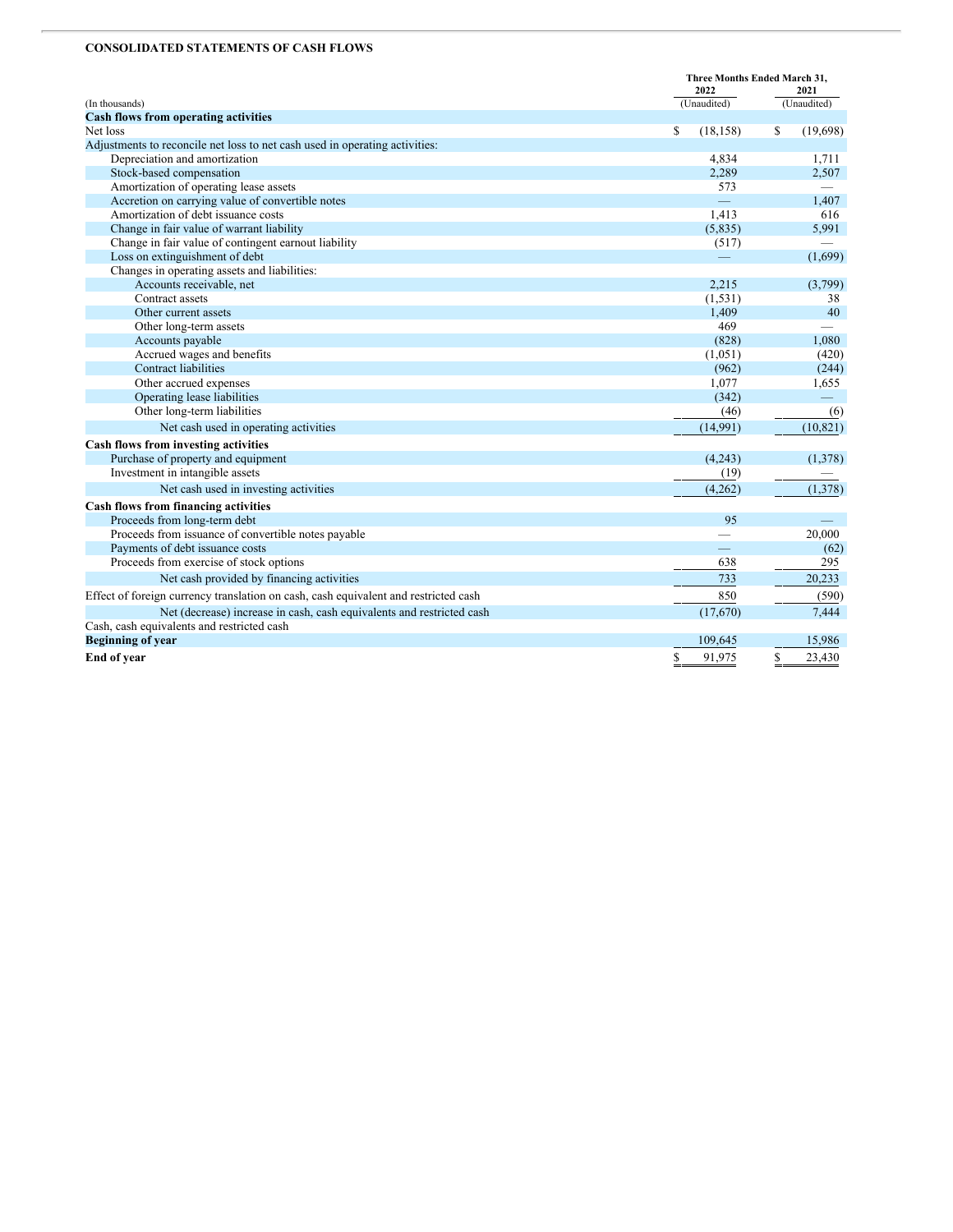**CONSOLIDATED STATEMENTS OF CASH FLOWS**

| (In thousands) | Three Months Ended March 31, 2022 (Unaudited) | 2021 (Unaudited) |
|---|---|---|
| **Cash flows from operating activities** | | |
| Net loss | $ (18,158) | $ (19,698) |
| Adjustments to reconcile net loss to net cash used in operating activities: | | |
| Depreciation and amortization | 4,834 | 1,711 |
| Stock-based compensation | 2,289 | 2,507 |
| Amortization of operating lease assets | 573 | — |
| Accretion on carrying value of convertible notes | — | 1,407 |
| Amortization of debt issuance costs | 1,413 | 616 |
| Change in fair value of warrant liability | (5,835) | 5,991 |
| Change in fair value of contingent earnout liability | (517) | — |
| Loss on extinguishment of debt | — | (1,699) |
| Changes in operating assets and liabilities: | | |
| Accounts receivable, net | 2,215 | (3,799) |
| Contract assets | (1,531) | 38 |
| Other current assets | 1,409 | 40 |
| Other long-term assets | 469 | — |
| Accounts payable | (828) | 1,080 |
| Accrued wages and benefits | (1,051) | (420) |
| Contract liabilities | (962) | (244) |
| Other accrued expenses | 1,077 | 1,655 |
| Operating lease liabilities | (342) | — |
| Other long-term liabilities | (46) | (6) |
| Net cash used in operating activities | (14,991) | (10,821) |
| **Cash flows from investing activities** | | |
| Purchase of property and equipment | (4,243) | (1,378) |
| Investment in intangible assets | (19) | — |
| Net cash used in investing activities | (4,262) | (1,378) |
| **Cash flows from financing activities** | | |
| Proceeds from long-term debt | 95 | — |
| Proceeds from issuance of convertible notes payable | — | 20,000 |
| Payments of debt issuance costs | — | (62) |
| Proceeds from exercise of stock options | 638 | 295 |
| Net cash provided by financing activities | 733 | 20,233 |
| Effect of foreign currency translation on cash, cash equivalent and restricted cash | 850 | (590) |
| Net (decrease) increase in cash, cash equivalents and restricted cash | (17,670) | 7,444 |
| Cash, cash equivalents and restricted cash | | |
| **Beginning of year** | 109,645 | 15,986 |
| **End of year** | $ 91,975 | $ 23,430 |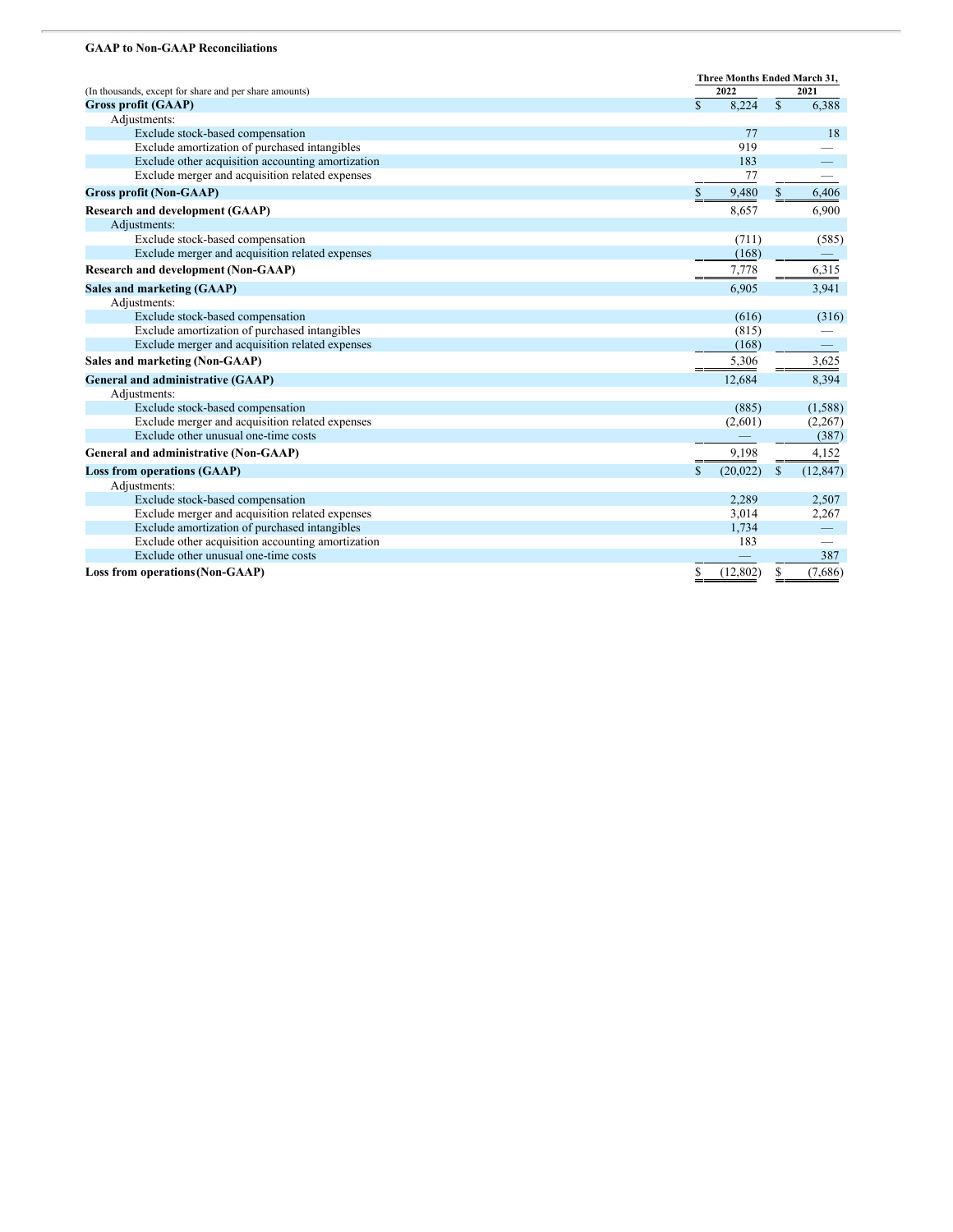**GAAP to Non-GAAP Reconciliations**

| (In thousands, except for share and per share amounts) | Three Months Ended March 31, 2022 | Three Months Ended March 31, 2021 |
|---|---|---|
| **Gross profit (GAAP)** | $ 8,224 | $ 6,388 |
| Adjustments: | | |
| Exclude stock-based compensation | 77 | 18 |
| Exclude amortization of purchased intangibles | 919 | — |
| Exclude other acquisition accounting amortization | 183 | — |
| Exclude merger and acquisition related expenses | 77 | — |
| **Gross profit (Non-GAAP)** | $ 9,480 | $ 6,406 |
| **Research and development (GAAP)** | 8,657 | 6,900 |
| Adjustments: | | |
| Exclude stock-based compensation | (711) | (585) |
| Exclude merger and acquisition related expenses | (168) | — |
| **Research and development (Non-GAAP)** | 7,778 | 6,315 |
| **Sales and marketing (GAAP)** | 6,905 | 3,941 |
| Adjustments: | | |
| Exclude stock-based compensation | (616) | (316) |
| Exclude amortization of purchased intangibles | (815) | — |
| Exclude merger and acquisition related expenses | (168) | — |
| **Sales and marketing (Non-GAAP)** | 5,306 | 3,625 |
| **General and administrative (GAAP)** | 12,684 | 8,394 |
| Adjustments: | | |
| Exclude stock-based compensation | (885) | (1,588) |
| Exclude merger and acquisition related expenses | (2,601) | (2,267) |
| Exclude other unusual one-time costs | — | (387) |
| **General and administrative (Non-GAAP)** | 9,198 | 4,152 |
| **Loss from operations (GAAP)** | $ (20,022) | $ (12,847) |
| Adjustments: | | |
| Exclude stock-based compensation | 2,289 | 2,507 |
| Exclude merger and acquisition related expenses | 3,014 | 2,267 |
| Exclude amortization of purchased intangibles | 1,734 | — |
| Exclude other acquisition accounting amortization | 183 | — |
| Exclude other unusual one-time costs | — | 387 |
| **Loss from operations (Non-GAAP)** | $ (12,802) | $ (7,686) |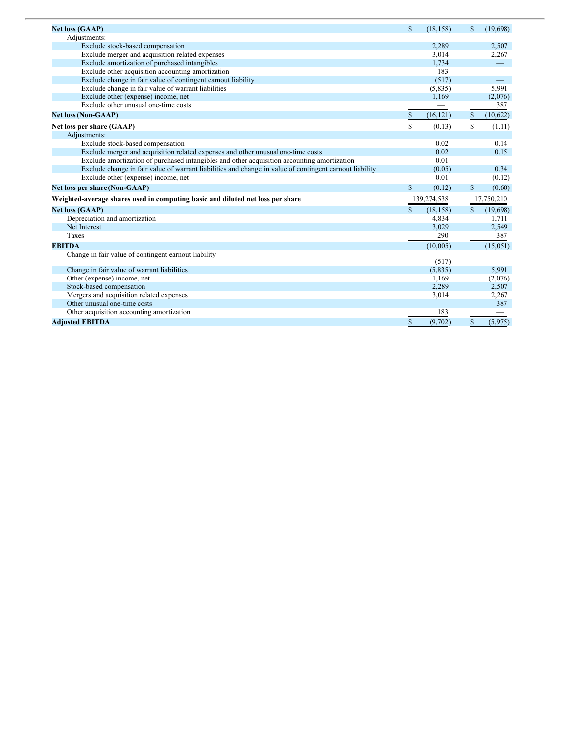| | | |
|---|---|---|
| **Net loss (GAAP)** | $ (18,158) | $ (19,698) |
| Adjustments: | | |
| Exclude stock-based compensation | 2,289 | 2,507 |
| Exclude merger and acquisition related expenses | 3,014 | 2,267 |
| Exclude amortization of purchased intangibles | 1,734 | — |
| Exclude other acquisition accounting amortization | 183 | — |
| Exclude change in fair value of contingent earnout liability | (517) | — |
| Exclude change in fair value of warrant liabilities | (5,835) | 5,991 |
| Exclude other (expense) income, net | 1,169 | (2,076) |
| Exclude other unusual one-time costs | — | 387 |
| **Net loss (Non-GAAP)** | $ (16,121) | $ (10,622) |
| **Net loss per share (GAAP)** | $ (0.13) | $ (1.11) |
| Adjustments: | | |
| Exclude stock-based compensation | 0.02 | 0.14 |
| Exclude merger and acquisition related expenses and other unusual one-time costs | 0.02 | 0.15 |
| Exclude amortization of purchased intangibles and other acquisition accounting amortization | 0.01 | — |
| Exclude change in fair value of warrant liabilities and change in value of contingent earnout liability | (0.05) | 0.34 |
| Exclude other (expense) income, net | 0.01 | (0.12) |
| **Net loss per share (Non-GAAP)** | $ (0.12) | $ (0.60) |
| **Weighted-average shares used in computing basic and diluted net loss per share** | 139,274,538 | 17,750,210 |
| **Net loss (GAAP)** | $ (18,158) | $ (19,698) |
| Depreciation and amortization | 4,834 | 1,711 |
| Net Interest | 3,029 | 2,549 |
| Taxes | 290 | 387 |
| **EBITDA** | (10,005) | (15,051) |
| Change in fair value of contingent earnout liability | (517) | — |
| Change in fair value of warrant liabilities | (5,835) | 5,991 |
| Other (expense) income, net | 1,169 | (2,076) |
| Stock-based compensation | 2,289 | 2,507 |
| Mergers and acquisition related expenses | 3,014 | 2,267 |
| Other unusual one-time costs | — | 387 |
| Other acquisition accounting amortization | 183 | — |
| **Adjusted EBITDA** | $ (9,702) | $ (5,975) |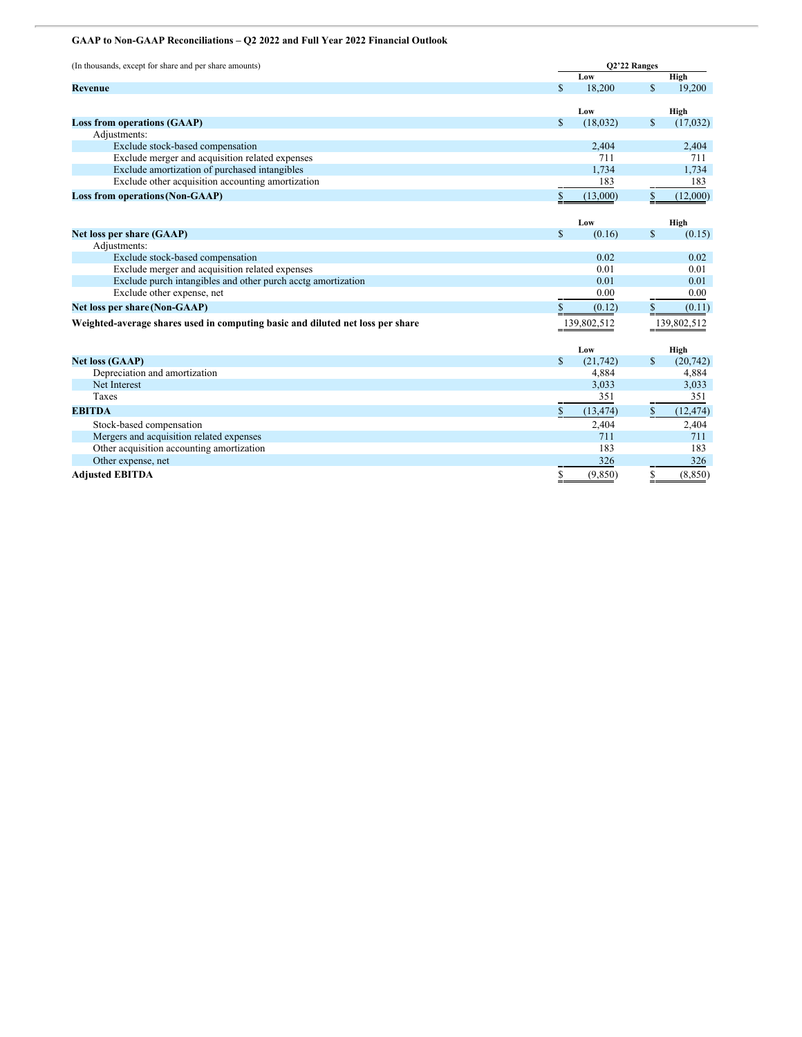**GAAP to Non-GAAP Reconciliations – Q2 2022 and Full Year 2022 Financial Outlook**

| (In thousands, except for share and per share amounts) | Q2'22 Ranges | |
|---|---|---|
| | Low | High |
| **Revenue** | $ 18,200 | $ 19,200 |
| | **Low** | **High** |
| **Loss from operations (GAAP)** | $ (18,032) | $ (17,032) |
| Adjustments: | | |
| Exclude stock-based compensation | 2,404 | 2,404 |
| Exclude merger and acquisition related expenses | 711 | 711 |
| Exclude amortization of purchased intangibles | 1,734 | 1,734 |
| Exclude other acquisition accounting amortization | 183 | 183 |
| **Loss from operations (Non-GAAP)** | $ (13,000) | $ (12,000) |
| | **Low** | **High** |
| **Net loss per share (GAAP)** | $ (0.16) | $ (0.15) |
| Adjustments: | | |
| Exclude stock-based compensation | 0.02 | 0.02 |
| Exclude merger and acquisition related expenses | 0.01 | 0.01 |
| Exclude purch intangibles and other purch acctg amortization | 0.01 | 0.01 |
| Exclude other expense, net | 0.00 | 0.00 |
| **Net loss per share (Non-GAAP)** | $ (0.12) | $ (0.11) |
| **Weighted-average shares used in computing basic and diluted net loss per share** | 139,802,512 | 139,802,512 |
| | **Low** | **High** |
| **Net loss (GAAP)** | $ (21,742) | $ (20,742) |
| Depreciation and amortization | 4,884 | 4,884 |
| Net Interest | 3,033 | 3,033 |
| Taxes | 351 | 351 |
| **EBITDA** | $ (13,474) | $ (12,474) |
| Stock-based compensation | 2,404 | 2,404 |
| Mergers and acquisition related expenses | 711 | 711 |
| Other acquisition accounting amortization | 183 | 183 |
| Other expense, net | 326 | 326 |
| **Adjusted EBITDA** | $ (9,850) | $ (8,850) |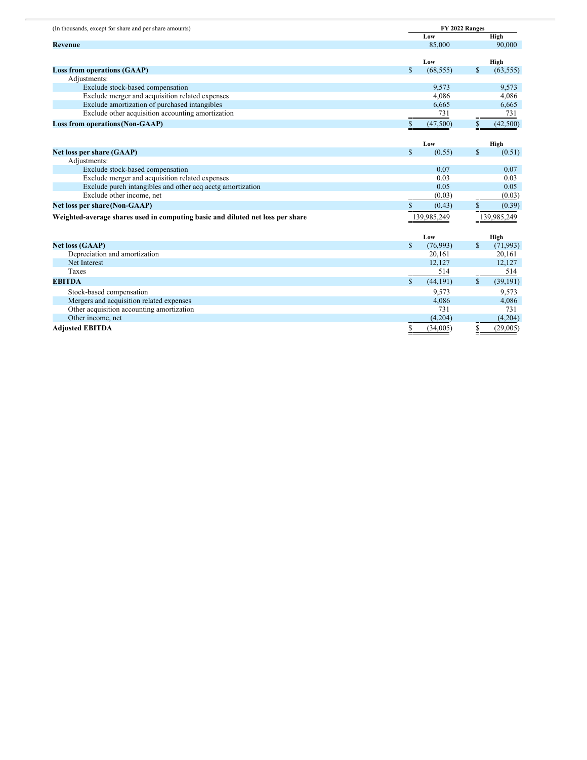| (In thousands, except for share and per share amounts) | FY 2022 Ranges | |
|---|---|---|
| | Low | High |
| **Revenue** | 85,000 | 90,000 |
| | Low | High |
| **Loss from operations (GAAP)** | $ (68,555) | $ (63,555) |
| Adjustments: | | |
| Exclude stock-based compensation | 9,573 | 9,573 |
| Exclude merger and acquisition related expenses | 4,086 | 4,086 |
| Exclude amortization of purchased intangibles | 6,665 | 6,665 |
| Exclude other acquisition accounting amortization | 731 | 731 |
| **Loss from operations (Non-GAAP)** | $ (47,500) | $ (42,500) |
| | Low | High |
| **Net loss per share (GAAP)** | $ (0.55) | $ (0.51) |
| Adjustments: | | |
| Exclude stock-based compensation | 0.07 | 0.07 |
| Exclude merger and acquisition related expenses | 0.03 | 0.03 |
| Exclude purch intangibles and other acq acctg amortization | 0.05 | 0.05 |
| Exclude other income, net | (0.03) | (0.03) |
| **Net loss per share (Non-GAAP)** | $ (0.43) | $ (0.39) |
| **Weighted-average shares used in computing basic and diluted net loss per share** | 139,985,249 | 139,985,249 |
| | Low | High |
| **Net loss (GAAP)** | $ (76,993) | $ (71,993) |
| Depreciation and amortization | 20,161 | 20,161 |
| Net Interest | 12,127 | 12,127 |
| Taxes | 514 | 514 |
| **EBITDA** | $ (44,191) | $ (39,191) |
| Stock-based compensation | 9,573 | 9,573 |
| Mergers and acquisition related expenses | 4,086 | 4,086 |
| Other acquisition accounting amortization | 731 | 731 |
| Other income, net | (4,204) | (4,204) |
| **Adjusted EBITDA** | $ (34,005) | $ (29,005) |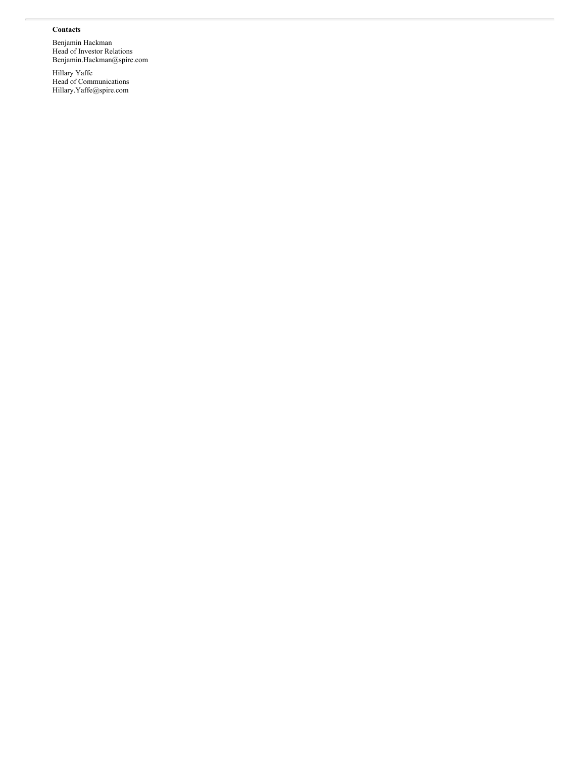**Contacts**

Benjamin Hackman
Head of Investor Relations
Benjamin.Hackman@spire.com

Hillary Yaffe
Head of Communications
Hillary.Yaffe@spire.com